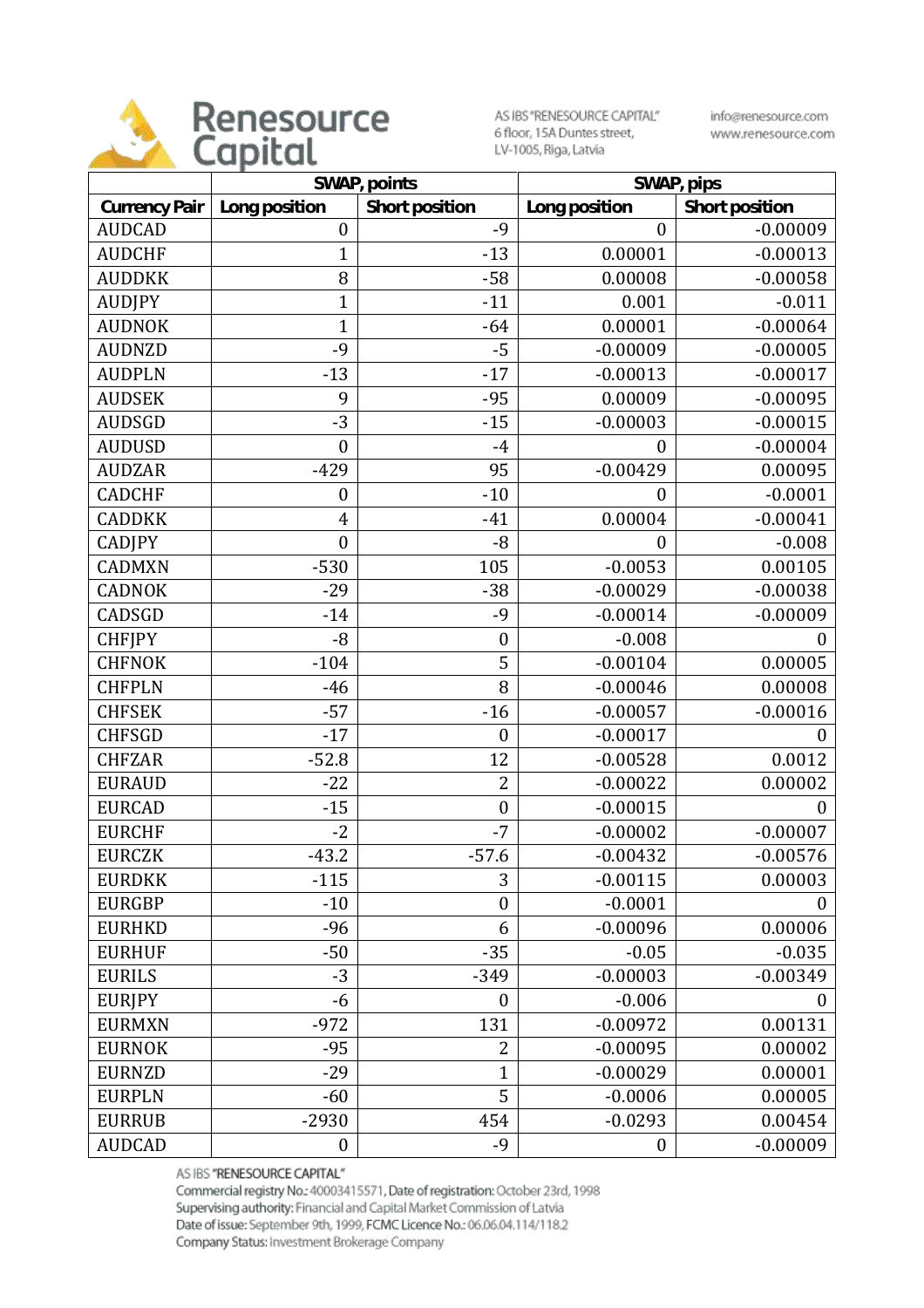**Renesource Capital**

AS IBS "RENESOURCE CAPITAL"
6 floor, 15A Duntes street,
LV-1005, Riga, Latvia

info@renesource.com
www.renesource.com

| | SWAP, points | | SWAP, pips | |
|---|---|---|---|---|
| Currency Pair | Long position | Short position | Long position | Short position |
| AUDCAD | 0 | -9 | 0 | -0.00009 |
| AUDCHF | 1 | -13 | 0.00001 | -0.00013 |
| AUDDKK | 8 | -58 | 0.00008 | -0.00058 |
| AUDJPY | 1 | -11 | 0.001 | -0.011 |
| AUDNOK | 1 | -64 | 0.00001 | -0.00064 |
| AUDNZD | -9 | -5 | -0.00009 | -0.00005 |
| AUDPLN | -13 | -17 | -0.00013 | -0.00017 |
| AUDSEK | 9 | -95 | 0.00009 | -0.00095 |
| AUDSGD | -3 | -15 | -0.00003 | -0.00015 |
| AUDUSD | 0 | -4 | 0 | -0.00004 |
| AUDZAR | -429 | 95 | -0.00429 | 0.00095 |
| CADCHF | 0 | -10 | 0 | -0.0001 |
| CADDKK | 4 | -41 | 0.00004 | -0.00041 |
| CADJPY | 0 | -8 | 0 | -0.008 |
| CADMXN | -530 | 105 | -0.0053 | 0.00105 |
| CADNOK | -29 | -38 | -0.00029 | -0.00038 |
| CADSGD | -14 | -9 | -0.00014 | -0.00009 |
| CHFJPY | -8 | 0 | -0.008 | 0 |
| CHFNOK | -104 | 5 | -0.00104 | 0.00005 |
| CHFPLN | -46 | 8 | -0.00046 | 0.00008 |
| CHFSEK | -57 | -16 | -0.00057 | -0.00016 |
| CHFSGD | -17 | 0 | -0.00017 | 0 |
| CHFZAR | -52.8 | 12 | -0.00528 | 0.0012 |
| EURAUD | -22 | 2 | -0.00022 | 0.00002 |
| EURCAD | -15 | 0 | -0.00015 | 0 |
| EURCHF | -2 | -7 | -0.00002 | -0.00007 |
| EURCZK | -43.2 | -57.6 | -0.00432 | -0.00576 |
| EURDKK | -115 | 3 | -0.00115 | 0.00003 |
| EURGBP | -10 | 0 | -0.0001 | 0 |
| EURHKD | -96 | 6 | -0.00096 | 0.00006 |
| EURHUF | -50 | -35 | -0.05 | -0.035 |
| EURILS | -3 | -349 | -0.00003 | -0.00349 |
| EURJPY | -6 | 0 | -0.006 | 0 |
| EURMXN | -972 | 131 | -0.00972 | 0.00131 |
| EURNOK | -95 | 2 | -0.00095 | 0.00002 |
| EURNZD | -29 | 1 | -0.00029 | 0.00001 |
| EURPLN | -60 | 5 | -0.0006 | 0.00005 |
| EURRUB | -2930 | 454 | -0.0293 | 0.00454 |
| AUDCAD | 0 | -9 | 0 | -0.00009 |

AS IBS "RENESOURCE CAPITAL"
Commercial registry No.: 40003415571, Date of registration: October 23rd, 1998
Supervising authority: Financial and Capital Market Commission of Latvia
Date of issue: September 9th, 1999, FCMC Licence No.: 06.06.04.114/118.2
Company Status: Investment Brokerage Company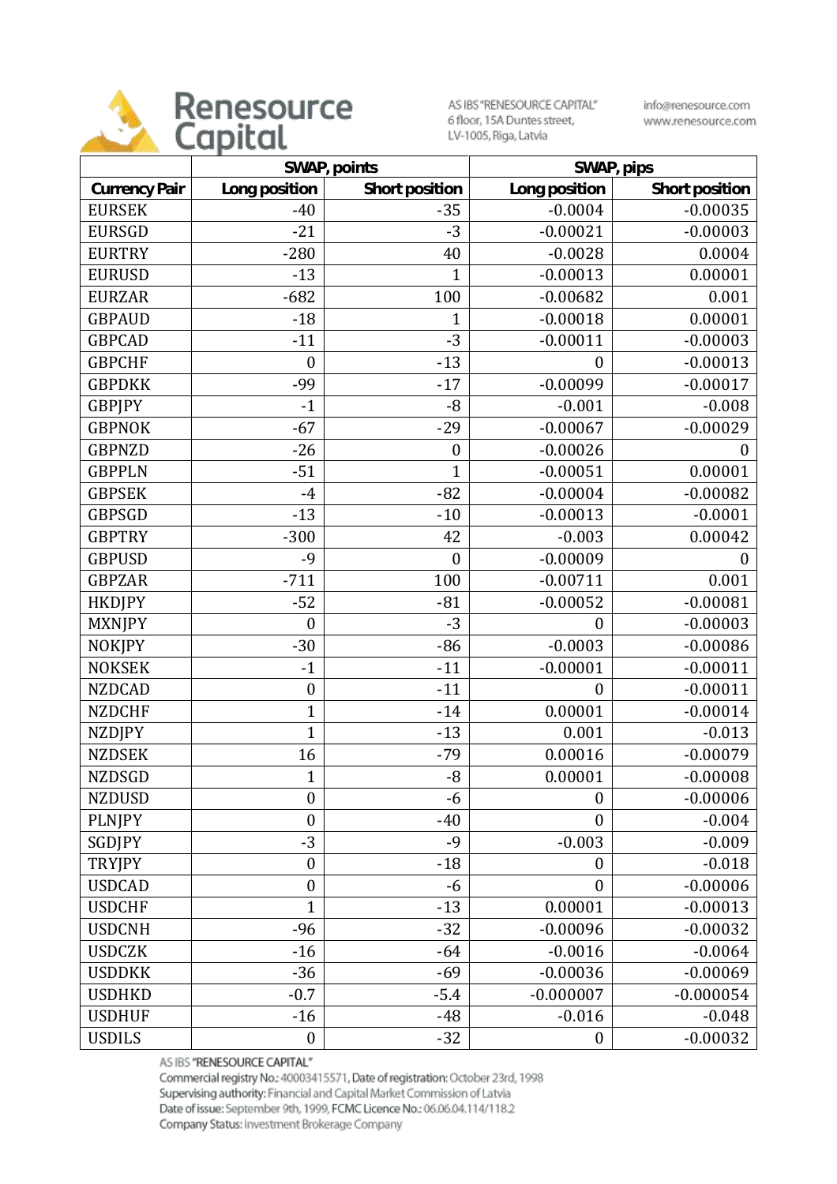| | SWAP, points | | SWAP, pips | |
|---|---|---|---|---|
| Currency Pair | Long position | Short position | Long position | Short position |
| EURSEK | -40 | -35 | -0.0004 | -0.00035 |
| EURSGD | -21 | -3 | -0.00021 | -0.00003 |
| EURTRY | -280 | 40 | -0.0028 | 0.0004 |
| EURUSD | -13 | 1 | -0.00013 | 0.00001 |
| EURZAR | -682 | 100 | -0.00682 | 0.001 |
| GBPAUD | -18 | 1 | -0.00018 | 0.00001 |
| GBPCAD | -11 | -3 | -0.00011 | -0.00003 |
| GBPCHF | 0 | -13 | 0 | -0.00013 |
| GBPDKK | -99 | -17 | -0.00099 | -0.00017 |
| GBPJPY | -1 | -8 | -0.001 | -0.008 |
| GBPNOK | -67 | -29 | -0.00067 | -0.00029 |
| GBPNZD | -26 | 0 | -0.00026 | 0 |
| GBPPLN | -51 | 1 | -0.00051 | 0.00001 |
| GBPSEK | -4 | -82 | -0.00004 | -0.00082 |
| GBPSGD | -13 | -10 | -0.00013 | -0.0001 |
| GBPTRY | -300 | 42 | -0.003 | 0.00042 |
| GBPUSD | -9 | 0 | -0.00009 | 0 |
| GBPZAR | -711 | 100 | -0.00711 | 0.001 |
| HKDJPY | -52 | -81 | -0.00052 | -0.00081 |
| MXNJPY | 0 | -3 | 0 | -0.00003 |
| NOKJPY | -30 | -86 | -0.0003 | -0.00086 |
| NOKSEK | -1 | -11 | -0.00001 | -0.00011 |
| NZDCAD | 0 | -11 | 0 | -0.00011 |
| NZDCHF | 1 | -14 | 0.00001 | -0.00014 |
| NZDJPY | 1 | -13 | 0.001 | -0.013 |
| NZDSEK | 16 | -79 | 0.00016 | -0.00079 |
| NZDSGD | 1 | -8 | 0.00001 | -0.00008 |
| NZDUSD | 0 | -6 | 0 | -0.00006 |
| PLNJPY | 0 | -40 | 0 | -0.004 |
| SGDJPY | -3 | -9 | -0.003 | -0.009 |
| TRYJPY | 0 | -18 | 0 | -0.018 |
| USDCAD | 0 | -6 | 0 | -0.00006 |
| USDCHF | 1 | -13 | 0.00001 | -0.00013 |
| USDCNH | -96 | -32 | -0.00096 | -0.00032 |
| USDCZK | -16 | -64 | -0.0016 | -0.0064 |
| USDDKK | -36 | -69 | -0.00036 | -0.00069 |
| USDHKD | -0.7 | -5.4 | -0.000007 | -0.000054 |
| USDHUF | -16 | -48 | -0.016 | -0.048 |
| USDILS | 0 | -32 | 0 | -0.00032 |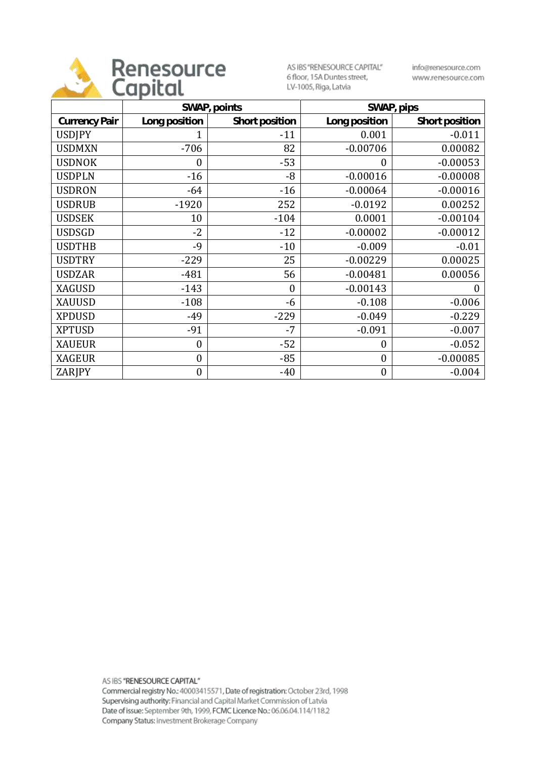| | SWAP, points | | SWAP, pips | |
|---|---|---|---|---|
| **Currency Pair** | **Long position** | **Short position** | **Long position** | **Short position** |
| USDJPY | 1 | -11 | 0.001 | -0.011 |
| USDMXN | -706 | 82 | -0.00706 | 0.00082 |
| USDNOK | 0 | -53 | 0 | -0.00053 |
| USDPLN | -16 | -8 | -0.00016 | -0.00008 |
| USDRON | -64 | -16 | -0.00064 | -0.00016 |
| USDRUB | -1920 | 252 | -0.0192 | 0.00252 |
| USDSEK | 10 | -104 | 0.0001 | -0.00104 |
| USDSGD | -2 | -12 | -0.00002 | -0.00012 |
| USDTHB | -9 | -10 | -0.009 | -0.01 |
| USDTRY | -229 | 25 | -0.00229 | 0.00025 |
| USDZAR | -481 | 56 | -0.00481 | 0.00056 |
| XAGUSD | -143 | 0 | -0.00143 | 0 |
| XAUUSD | -108 | -6 | -0.108 | -0.006 |
| XPDUSD | -49 | -229 | -0.049 | -0.229 |
| XPTUSD | -91 | -7 | -0.091 | -0.007 |
| XAUEUR | 0 | -52 | 0 | -0.052 |
| XAGEUR | 0 | -85 | 0 | -0.00085 |
| ZARJPY | 0 | -40 | 0 | -0.004 |